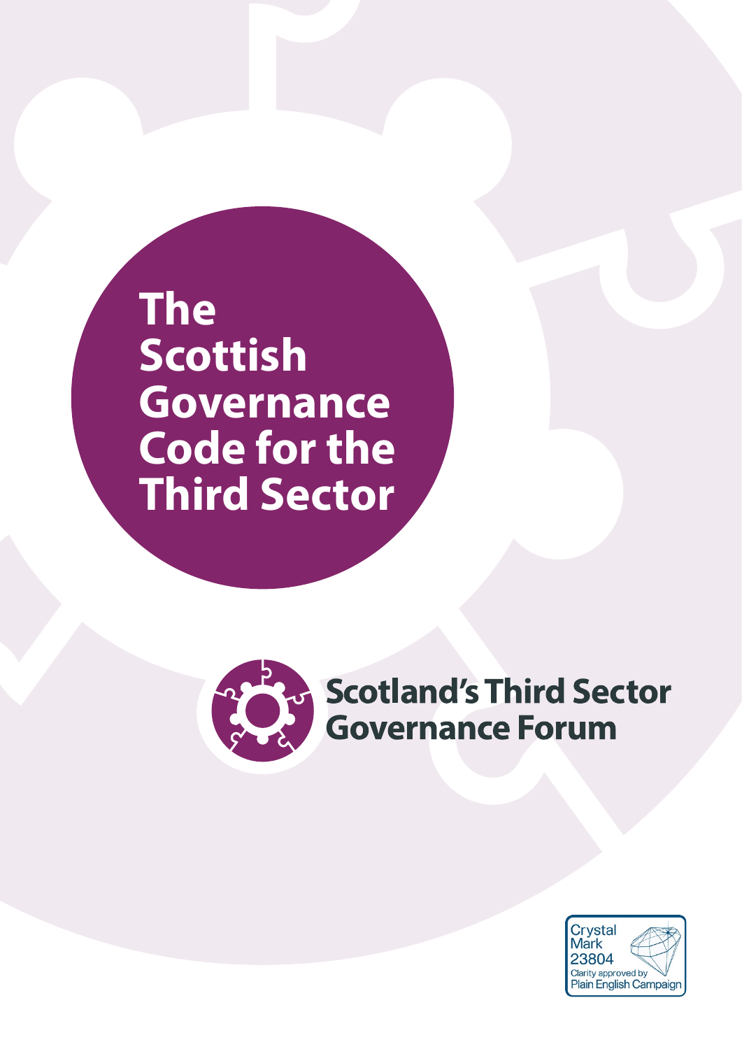# The Scottish Governance Code for the Third Sector

**Scotland's Third Sector Governance Forum**

Crystal Mark 23804
Clarity approved by Plain English Campaign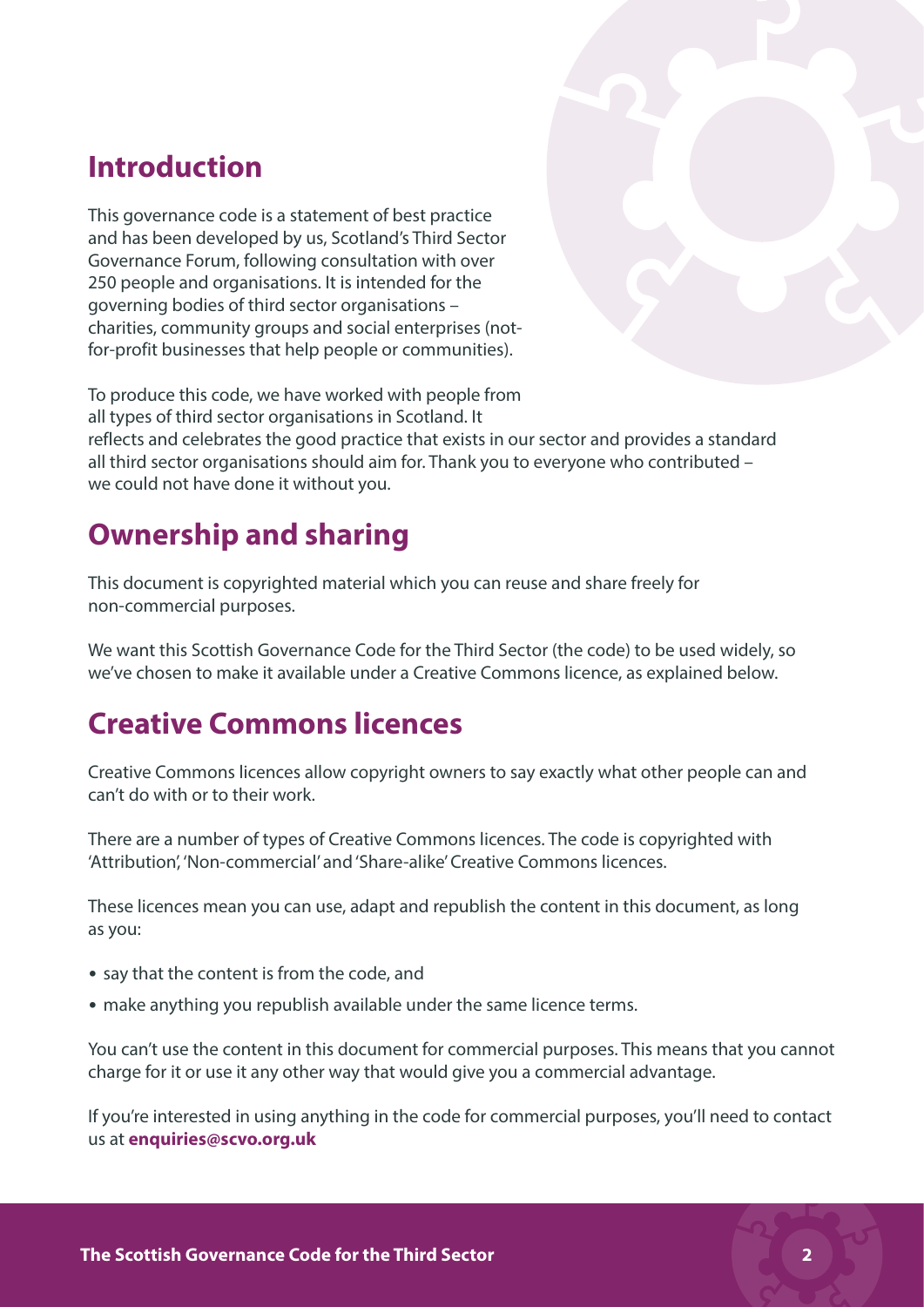## Introduction

This governance code is a statement of best practice and has been developed by us, Scotland's Third Sector Governance Forum, following consultation with over 250 people and organisations. It is intended for the governing bodies of third sector organisations – charities, community groups and social enterprises (not-for-profit businesses that help people or communities).

To produce this code, we have worked with people from all types of third sector organisations in Scotland. It reflects and celebrates the good practice that exists in our sector and provides a standard all third sector organisations should aim for. Thank you to everyone who contributed – we could not have done it without you.

## Ownership and sharing

This document is copyrighted material which you can reuse and share freely for non-commercial purposes.

We want this Scottish Governance Code for the Third Sector (the code) to be used widely, so we've chosen to make it available under a Creative Commons licence, as explained below.

## Creative Commons licences

Creative Commons licences allow copyright owners to say exactly what other people can and can't do with or to their work.

There are a number of types of Creative Commons licences. The code is copyrighted with 'Attribution', 'Non-commercial' and 'Share-alike' Creative Commons licences.

These licences mean you can use, adapt and republish the content in this document, as long as you:

- say that the content is from the code, and
- make anything you republish available under the same licence terms.

You can't use the content in this document for commercial purposes. This means that you cannot charge for it or use it any other way that would give you a commercial advantage.

If you're interested in using anything in the code for commercial purposes, you'll need to contact us at **enquiries@scvo.org.uk**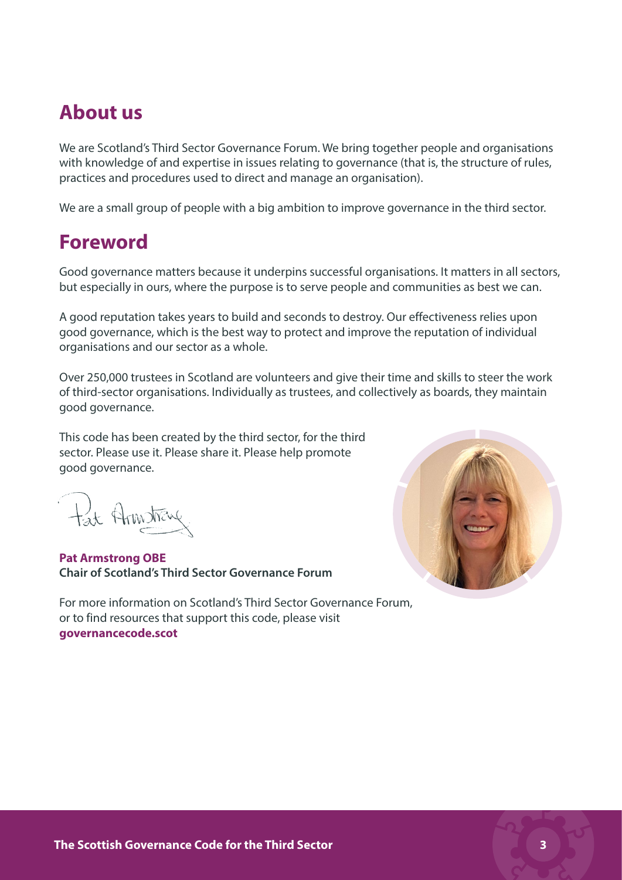## About us

We are Scotland's Third Sector Governance Forum. We bring together people and organisations with knowledge of and expertise in issues relating to governance (that is, the structure of rules, practices and procedures used to direct and manage an organisation).

We are a small group of people with a big ambition to improve governance in the third sector.

## Foreword

Good governance matters because it underpins successful organisations. It matters in all sectors, but especially in ours, where the purpose is to serve people and communities as best we can.

A good reputation takes years to build and seconds to destroy. Our effectiveness relies upon good governance, which is the best way to protect and improve the reputation of individual organisations and our sector as a whole.

Over 250,000 trustees in Scotland are volunteers and give their time and skills to steer the work of third-sector organisations. Individually as trustees, and collectively as boards, they maintain good governance.

This code has been created by the third sector, for the third sector. Please use it. Please share it. Please help promote good governance.

**Pat Armstrong OBE**
**Chair of Scotland's Third Sector Governance Forum**

For more information on Scotland's Third Sector Governance Forum, or to find resources that support this code, please visit **governancecode.scot**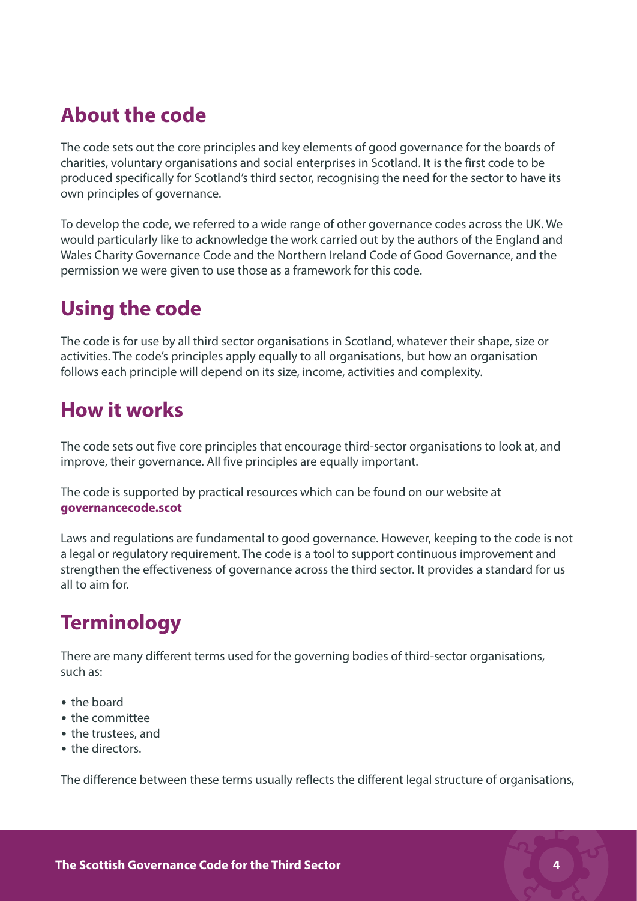## About the code

The code sets out the core principles and key elements of good governance for the boards of charities, voluntary organisations and social enterprises in Scotland. It is the first code to be produced specifically for Scotland's third sector, recognising the need for the sector to have its own principles of governance.

To develop the code, we referred to a wide range of other governance codes across the UK. We would particularly like to acknowledge the work carried out by the authors of the England and Wales Charity Governance Code and the Northern Ireland Code of Good Governance, and the permission we were given to use those as a framework for this code.

## Using the code

The code is for use by all third sector organisations in Scotland, whatever their shape, size or activities. The code's principles apply equally to all organisations, but how an organisation follows each principle will depend on its size, income, activities and complexity.

## How it works

The code sets out five core principles that encourage third-sector organisations to look at, and improve, their governance. All five principles are equally important.

The code is supported by practical resources which can be found on our website at **governancecode.scot**

Laws and regulations are fundamental to good governance. However, keeping to the code is not a legal or regulatory requirement. The code is a tool to support continuous improvement and strengthen the effectiveness of governance across the third sector. It provides a standard for us all to aim for.

## Terminology

There are many different terms used for the governing bodies of third-sector organisations, such as:

- the board
- the committee
- the trustees, and
- the directors.

The difference between these terms usually reflects the different legal structure of organisations,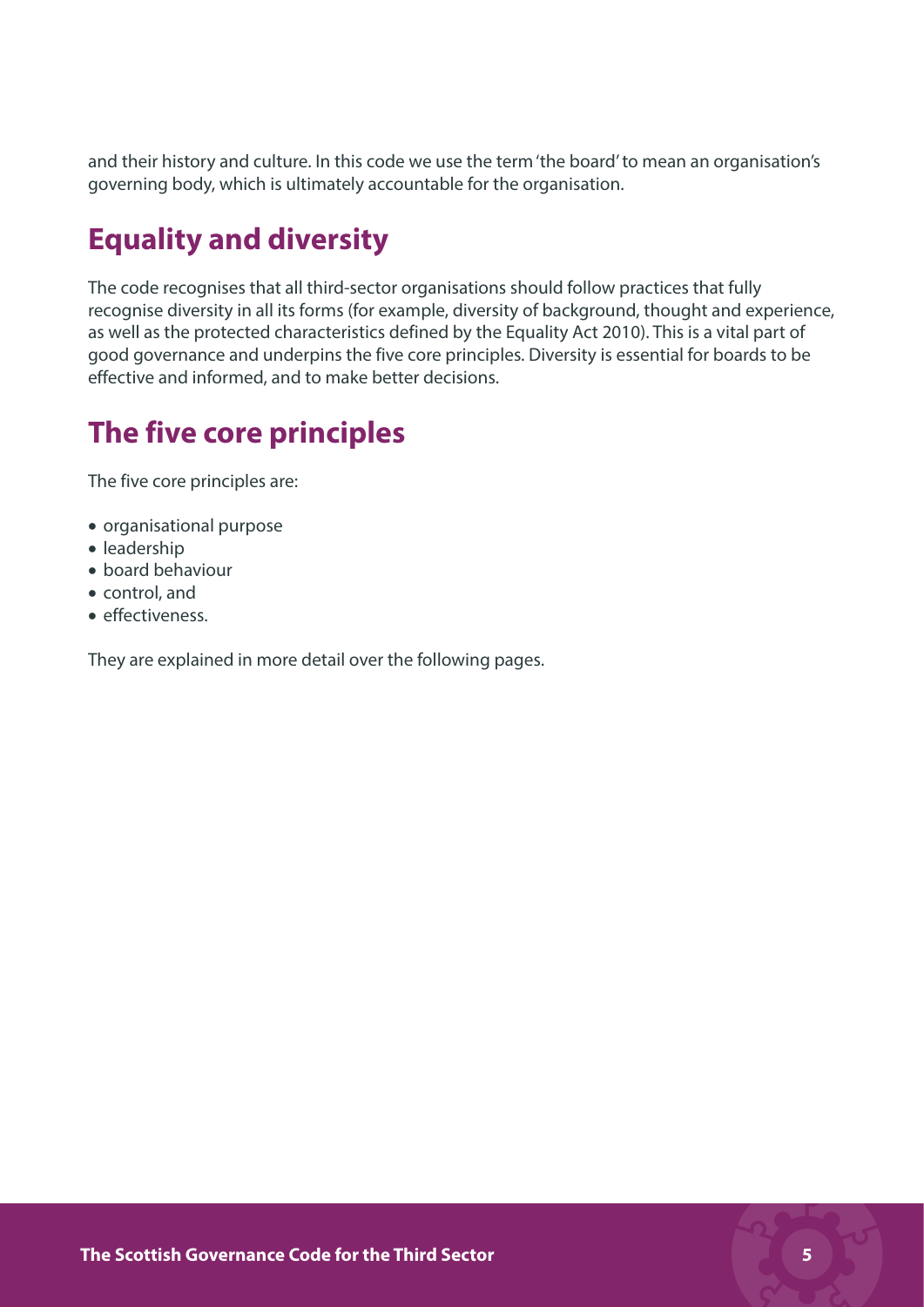and their history and culture. In this code we use the term 'the board' to mean an organisation's governing body, which is ultimately accountable for the organisation.

## Equality and diversity

The code recognises that all third-sector organisations should follow practices that fully recognise diversity in all its forms (for example, diversity of background, thought and experience, as well as the protected characteristics defined by the Equality Act 2010). This is a vital part of good governance and underpins the five core principles. Diversity is essential for boards to be effective and informed, and to make better decisions.

## The five core principles

The five core principles are:

- organisational purpose
- leadership
- board behaviour
- control, and
- effectiveness.

They are explained in more detail over the following pages.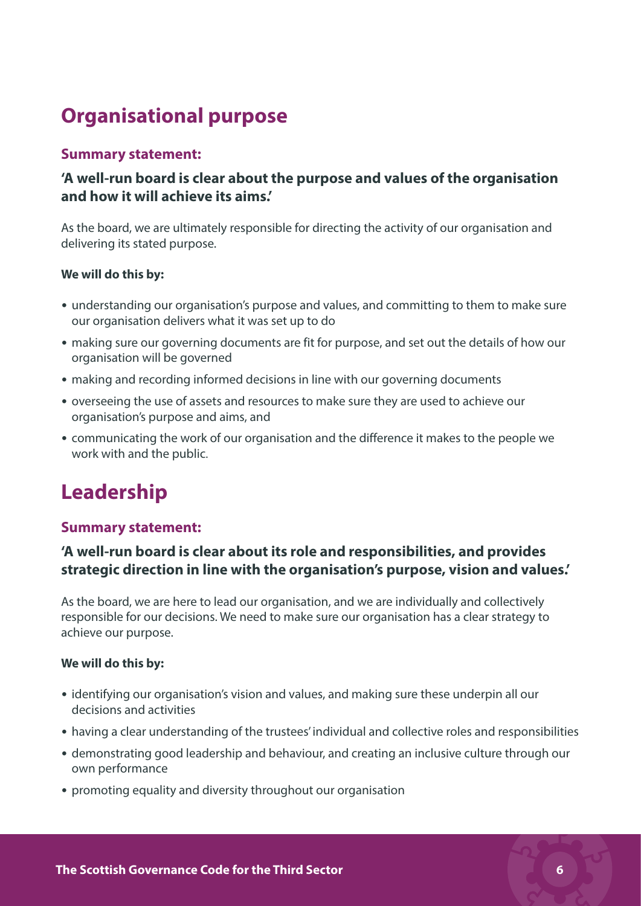## Organisational purpose

### Summary statement:

**'A well-run board is clear about the purpose and values of the organisation and how it will achieve its aims.'**

As the board, we are ultimately responsible for directing the activity of our organisation and delivering its stated purpose.

**We will do this by:**

- understanding our organisation's purpose and values, and committing to them to make sure our organisation delivers what it was set up to do
- making sure our governing documents are fit for purpose, and set out the details of how our organisation will be governed
- making and recording informed decisions in line with our governing documents
- overseeing the use of assets and resources to make sure they are used to achieve our organisation's purpose and aims, and
- communicating the work of our organisation and the difference it makes to the people we work with and the public.

## Leadership

### Summary statement:

**'A well-run board is clear about its role and responsibilities, and provides strategic direction in line with the organisation's purpose, vision and values.'**

As the board, we are here to lead our organisation, and we are individually and collectively responsible for our decisions. We need to make sure our organisation has a clear strategy to achieve our purpose.

**We will do this by:**

- identifying our organisation's vision and values, and making sure these underpin all our decisions and activities
- having a clear understanding of the trustees' individual and collective roles and responsibilities
- demonstrating good leadership and behaviour, and creating an inclusive culture through our own performance
- promoting equality and diversity throughout our organisation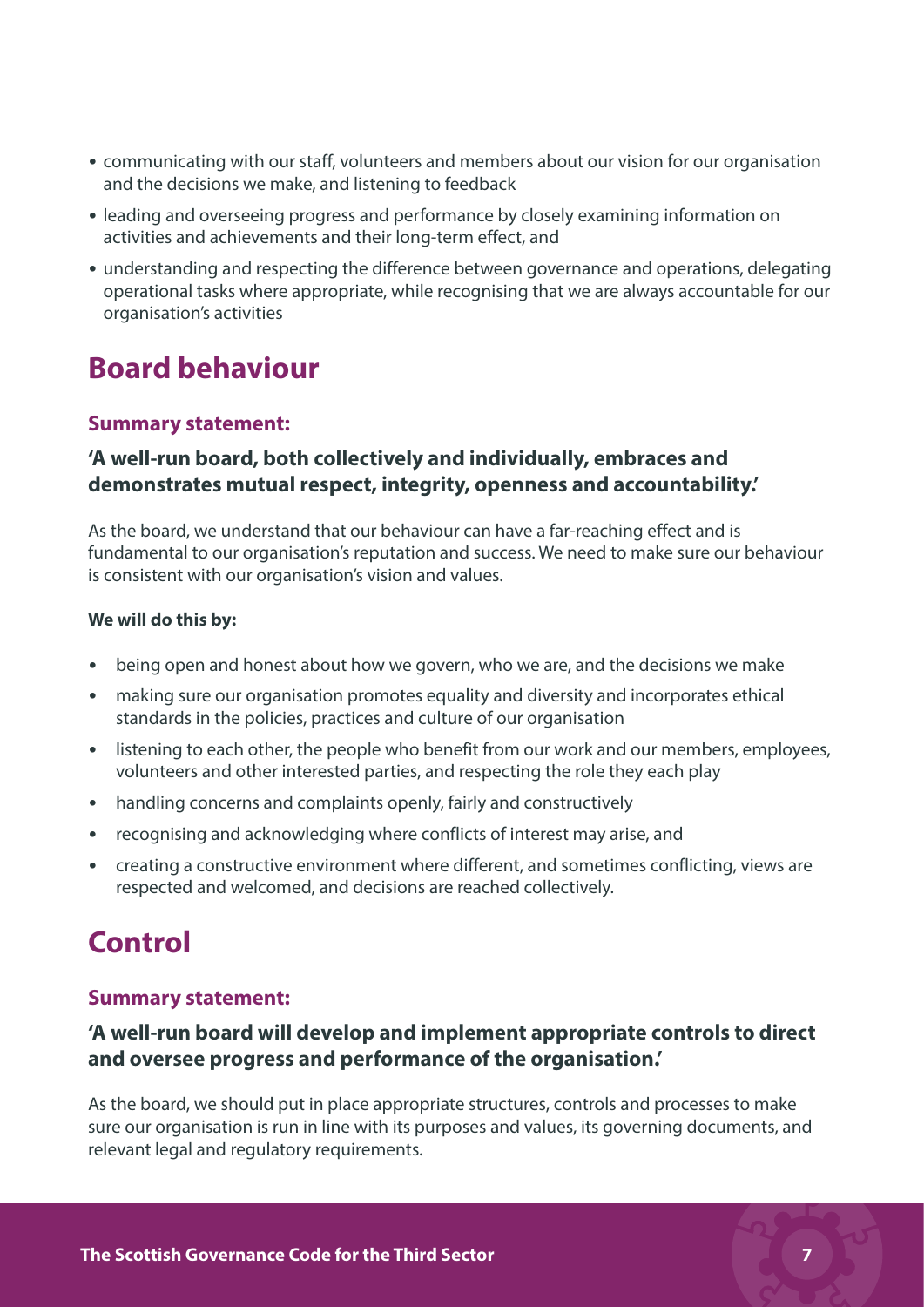- communicating with our staff, volunteers and members about our vision for our organisation and the decisions we make, and listening to feedback
- leading and overseeing progress and performance by closely examining information on activities and achievements and their long-term effect, and
- understanding and respecting the difference between governance and operations, delegating operational tasks where appropriate, while recognising that we are always accountable for our organisation's activities

# Board behaviour

### Summary statement:

### 'A well-run board, both collectively and individually, embraces and demonstrates mutual respect, integrity, openness and accountability.'

As the board, we understand that our behaviour can have a far-reaching effect and is fundamental to our organisation's reputation and success. We need to make sure our behaviour is consistent with our organisation's vision and values.

**We will do this by:**

- being open and honest about how we govern, who we are, and the decisions we make
- making sure our organisation promotes equality and diversity and incorporates ethical standards in the policies, practices and culture of our organisation
- listening to each other, the people who benefit from our work and our members, employees, volunteers and other interested parties, and respecting the role they each play
- handling concerns and complaints openly, fairly and constructively
- recognising and acknowledging where conflicts of interest may arise, and
- creating a constructive environment where different, and sometimes conflicting, views are respected and welcomed, and decisions are reached collectively.

# Control

### Summary statement:

### 'A well-run board will develop and implement appropriate controls to direct and oversee progress and performance of the organisation.'

As the board, we should put in place appropriate structures, controls and processes to make sure our organisation is run in line with its purposes and values, its governing documents, and relevant legal and regulatory requirements.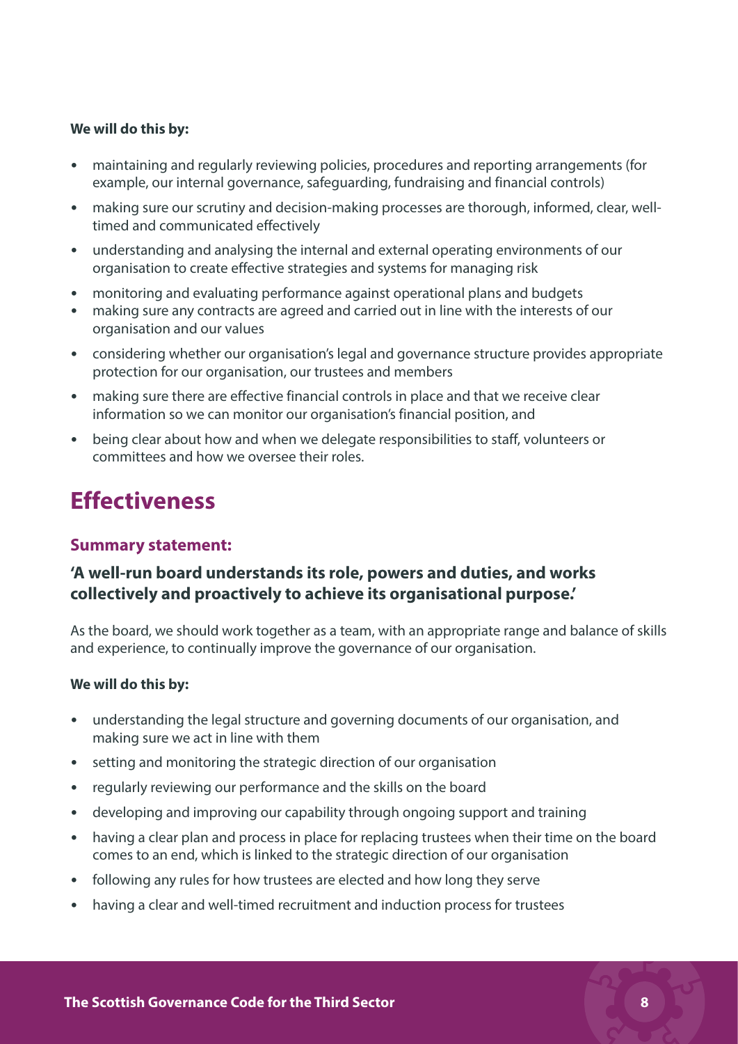**We will do this by:**

- maintaining and regularly reviewing policies, procedures and reporting arrangements (for example, our internal governance, safeguarding, fundraising and financial controls)
- making sure our scrutiny and decision-making processes are thorough, informed, clear, well-timed and communicated effectively
- understanding and analysing the internal and external operating environments of our organisation to create effective strategies and systems for managing risk
- monitoring and evaluating performance against operational plans and budgets
- making sure any contracts are agreed and carried out in line with the interests of our organisation and our values
- considering whether our organisation's legal and governance structure provides appropriate protection for our organisation, our trustees and members
- making sure there are effective financial controls in place and that we receive clear information so we can monitor our organisation's financial position, and
- being clear about how and when we delegate responsibilities to staff, volunteers or committees and how we oversee their roles.

# Effectiveness

### Summary statement:

### 'A well-run board understands its role, powers and duties, and works collectively and proactively to achieve its organisational purpose.'

As the board, we should work together as a team, with an appropriate range and balance of skills and experience, to continually improve the governance of our organisation.

**We will do this by:**

- understanding the legal structure and governing documents of our organisation, and making sure we act in line with them
- setting and monitoring the strategic direction of our organisation
- regularly reviewing our performance and the skills on the board
- developing and improving our capability through ongoing support and training
- having a clear plan and process in place for replacing trustees when their time on the board comes to an end, which is linked to the strategic direction of our organisation
- following any rules for how trustees are elected and how long they serve
- having a clear and well-timed recruitment and induction process for trustees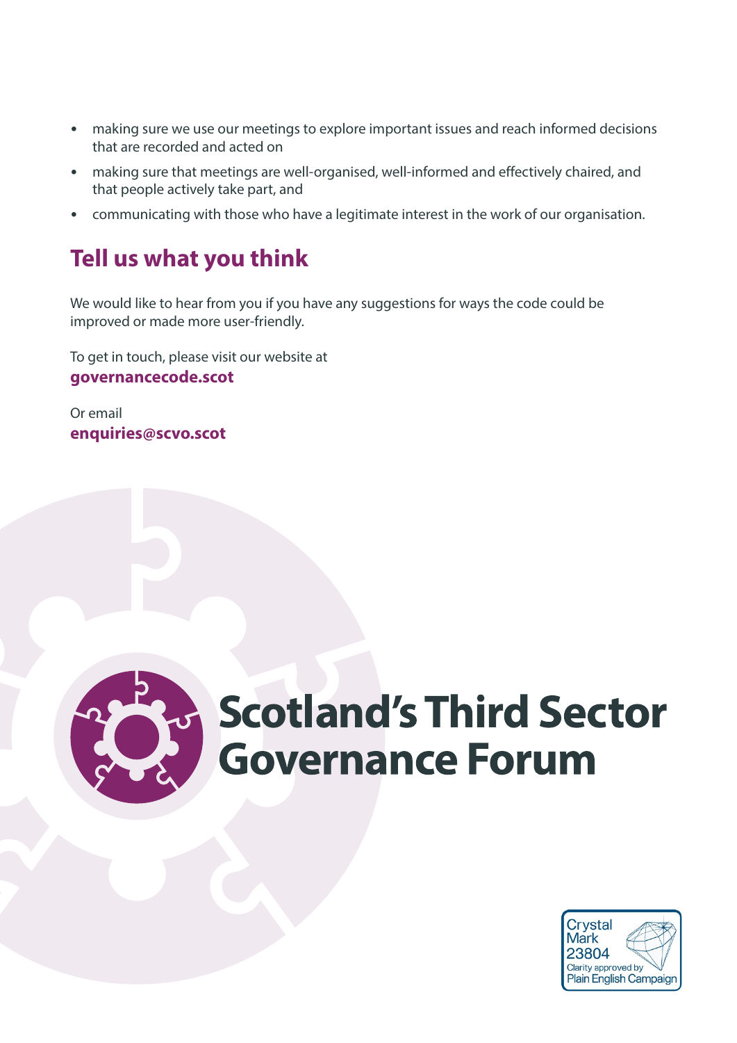- making sure we use our meetings to explore important issues and reach informed decisions that are recorded and acted on
- making sure that meetings are well-organised, well-informed and effectively chaired, and that people actively take part, and
- communicating with those who have a legitimate interest in the work of our organisation.

## Tell us what you think

We would like to hear from you if you have any suggestions for ways the code could be improved or made more user-friendly.

To get in touch, please visit our website at
**governancecode.scot**

Or email
**enquiries@scvo.scot**

**Scotland's Third Sector Governance Forum**

Crystal Mark
23804
Clarity approved by
Plain English Campaign